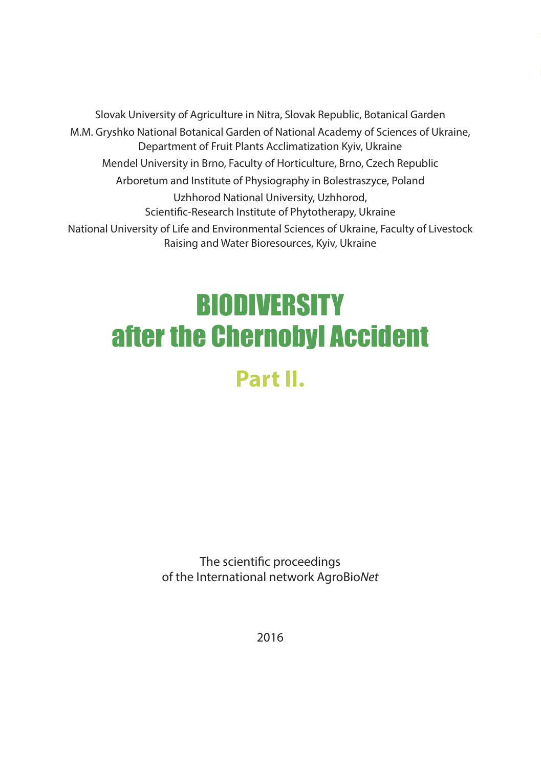Slovak University of Agriculture in Nitra, Slovak Republic, Botanical Garden

M.M. Gryshko National Botanical Garden of National Academy of Sciences of Ukraine, Department of Fruit Plants Acclimatization Kyiv, Ukraine

Mendel University in Brno, Faculty of Horticulture, Brno, Czech Republic

Arboretum and Institute of Physiography in Bolestraszyce, Poland

Uzhhorod National University, Uzhhorod, Scientific-Research Institute of Phytotherapy, Ukraine

National University of Life and Environmental Sciences of Ukraine, Faculty of Livestock Raising and Water Bioresources, Kyiv, Ukraine

# BIODIVERSITY after the Chernobyl Accident

## Part II.

The scientific proceedings of the International network AgroBio*Net*

2016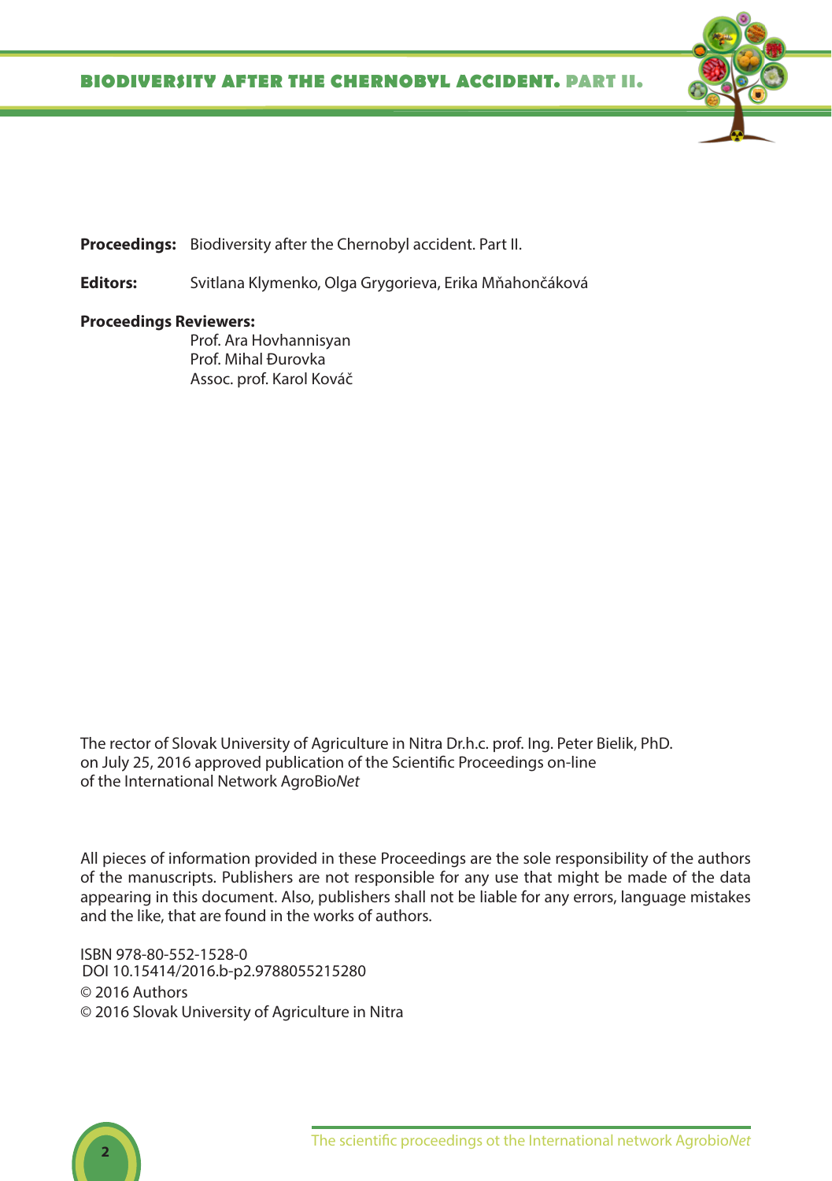**Proceedings:** Biodiversity after the Chernobyl accident. Part II.

**Editors:** Svitlana Klymenko, Olga Grygorieva, Erika Mňahončáková

**Proceedings Reviewers:**
Prof. Ara Hovhannisyan
Prof. Mihal Đurovka
Assoc. prof. Karol Kováč

The rector of Slovak University of Agriculture in Nitra Dr.h.c. prof. Ing. Peter Bielik, PhD.
on July 25, 2016 approved publication of the Scientific Proceedings on-line
of the International Network AgroBio*Net*

All pieces of information provided in these Proceedings are the sole responsibility of the authors of the manuscripts. Publishers are not responsible for any use that might be made of the data appearing in this document. Also, publishers shall not be liable for any errors, language mistakes and the like, that are found in the works of authors.

ISBN 978-80-552-1528-0
DOI 10.15414/2016.b-p2.9788055215280
© 2016 Authors
© 2016 Slovak University of Agriculture in Nitra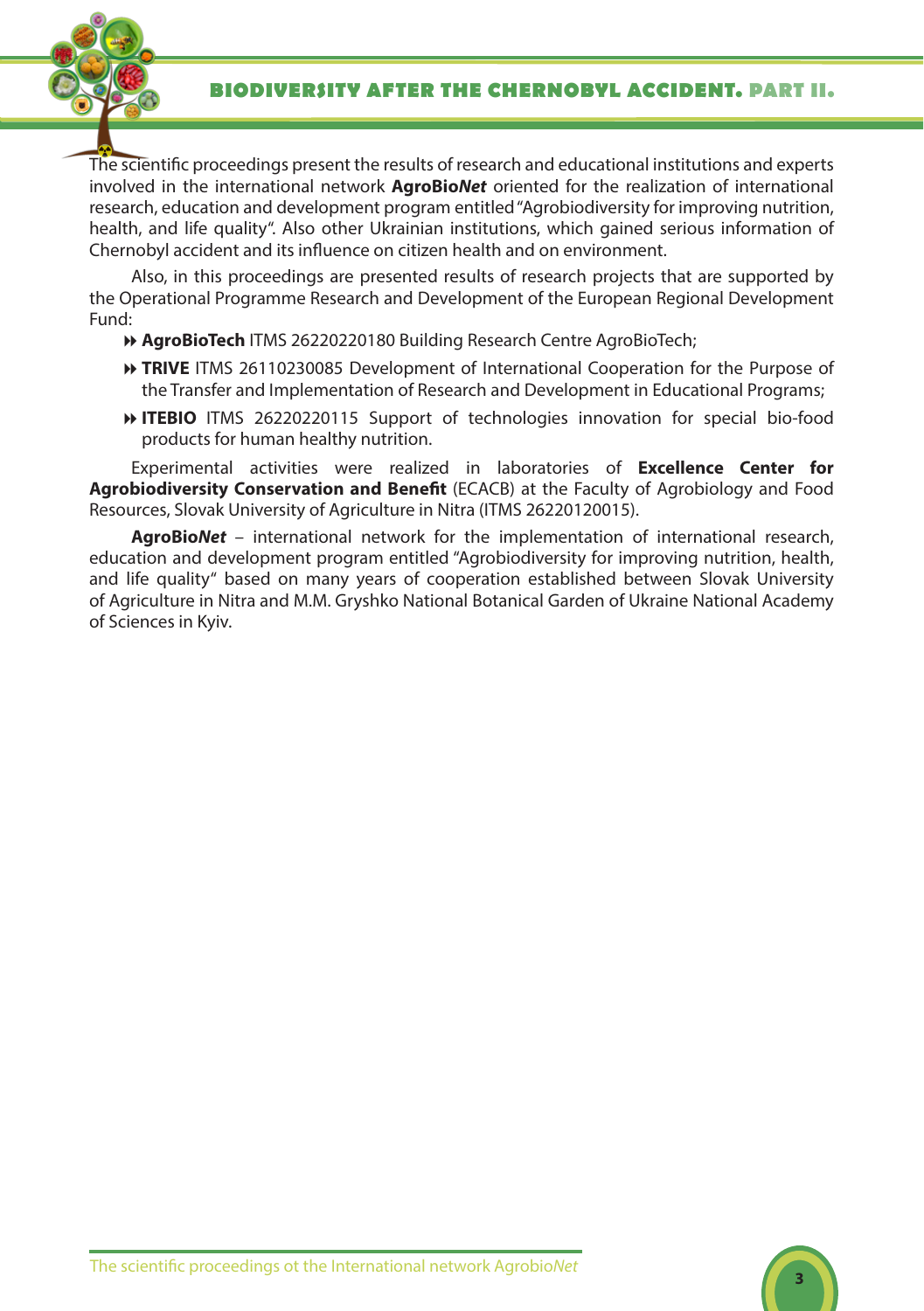The scientific proceedings present the results of research and educational institutions and experts involved in the international network **AgroBio*Net*** oriented for the realization of international research, education and development program entitled "Agrobiodiversity for improving nutrition, health, and life quality". Also other Ukrainian institutions, which gained serious information of Chernobyl accident and its influence on citizen health and on environment.

Also, in this proceedings are presented results of research projects that are supported by the Operational Programme Research and Development of the European Regional Development Fund:

- **AgroBioTech** ITMS 26220220180 Building Research Centre AgroBioTech;
- **TRIVE** ITMS 26110230085 Development of International Cooperation for the Purpose of the Transfer and Implementation of Research and Development in Educational Programs;
- **ITEBIO** ITMS 26220220115 Support of technologies innovation for special bio-food products for human healthy nutrition.

Experimental activities were realized in laboratories of **Excellence Center for Agrobiodiversity Conservation and Benefit** (ECACB) at the Faculty of Agrobiology and Food Resources, Slovak University of Agriculture in Nitra (ITMS 26220120015).

**AgroBio*Net*** – international network for the implementation of international research, education and development program entitled "Agrobiodiversity for improving nutrition, health, and life quality" based on many years of cooperation established between Slovak University of Agriculture in Nitra and M.M. Gryshko National Botanical Garden of Ukraine National Academy of Sciences in Kyiv.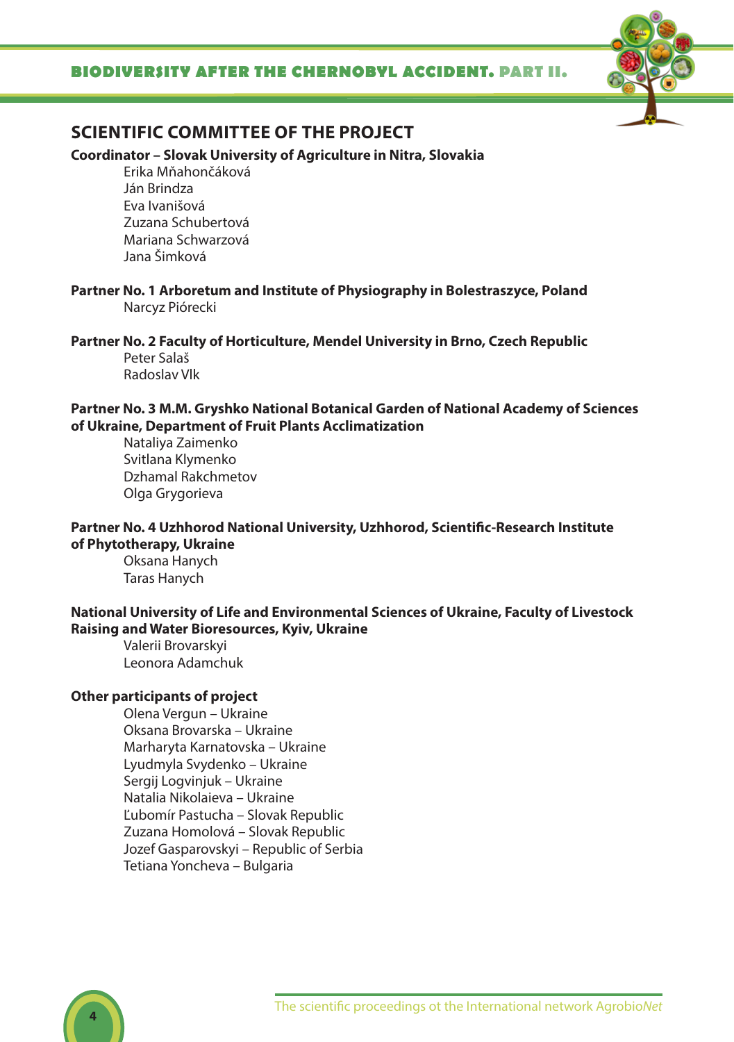## SCIENTIFIC COMMITTEE OF THE PROJECT

**Coordinator – Slovak University of Agriculture in Nitra, Slovakia**

Erika Mňahončáková
Ján Brindza
Eva Ivanišová
Zuzana Schubertová
Mariana Schwarzová
Jana Šimková

**Partner No. 1 Arboretum and Institute of Physiography in Bolestraszyce, Poland**

Narcyz Piórecki

**Partner No. 2 Faculty of Horticulture, Mendel University in Brno, Czech Republic**

Peter Salaš
Radoslav Vlk

**Partner No. 3 M.M. Gryshko National Botanical Garden of National Academy of Sciences of Ukraine, Department of Fruit Plants Acclimatization**

Nataliya Zaimenko
Svitlana Klymenko
Dzhamal Rakchmetov
Olga Grygorieva

**Partner No. 4 Uzhhorod National University, Uzhhorod, Scientific-Research Institute of Phytotherapy, Ukraine**

Oksana Hanych
Taras Hanych

**National University of Life and Environmental Sciences of Ukraine, Faculty of Livestock Raising and Water Bioresources, Kyiv, Ukraine**

Valerii Brovarskyi
Leonora Adamchuk

**Other participants of project**

Olena Vergun – Ukraine
Oksana Brovarska – Ukraine
Marharyta Karnatovska – Ukraine
Lyudmyla Svydenko – Ukraine
Sergij Logvinjuk – Ukraine
Natalia Nikolaieva – Ukraine
Ľubomír Pastucha – Slovak Republic
Zuzana Homolová – Slovak Republic
Jozef Gasparovskyi – Republic of Serbia
Tetiana Yoncheva – Bulgaria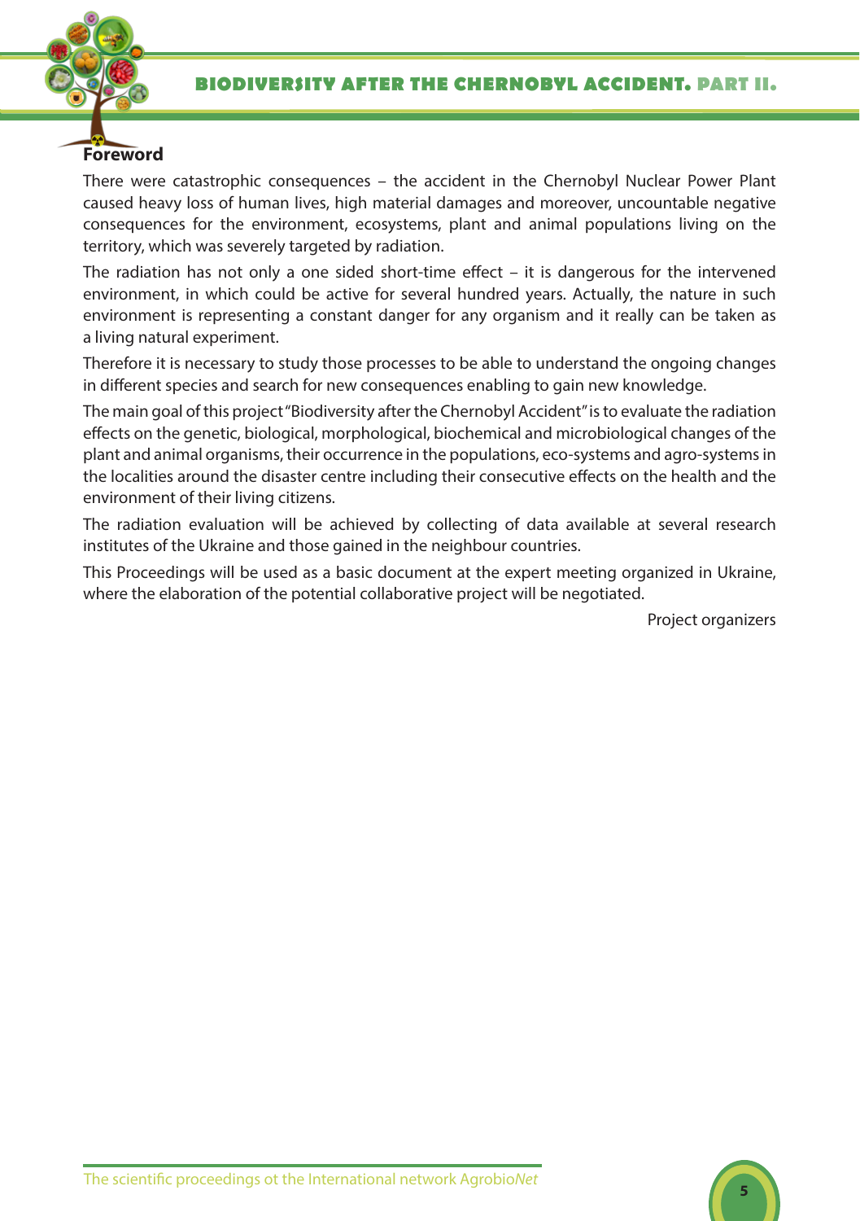## Foreword

There were catastrophic consequences – the accident in the Chernobyl Nuclear Power Plant caused heavy loss of human lives, high material damages and moreover, uncountable negative consequences for the environment, ecosystems, plant and animal populations living on the territory, which was severely targeted by radiation.

The radiation has not only a one sided short-time effect – it is dangerous for the intervened environment, in which could be active for several hundred years. Actually, the nature in such environment is representing a constant danger for any organism and it really can be taken as a living natural experiment.

Therefore it is necessary to study those processes to be able to understand the ongoing changes in different species and search for new consequences enabling to gain new knowledge.

The main goal of this project "Biodiversity after the Chernobyl Accident" is to evaluate the radiation effects on the genetic, biological, morphological, biochemical and microbiological changes of the plant and animal organisms, their occurrence in the populations, eco-systems and agro-systems in the localities around the disaster centre including their consecutive effects on the health and the environment of their living citizens.

The radiation evaluation will be achieved by collecting of data available at several research institutes of the Ukraine and those gained in the neighbour countries.

This Proceedings will be used as a basic document at the expert meeting organized in Ukraine, where the elaboration of the potential collaborative project will be negotiated.

Project organizers